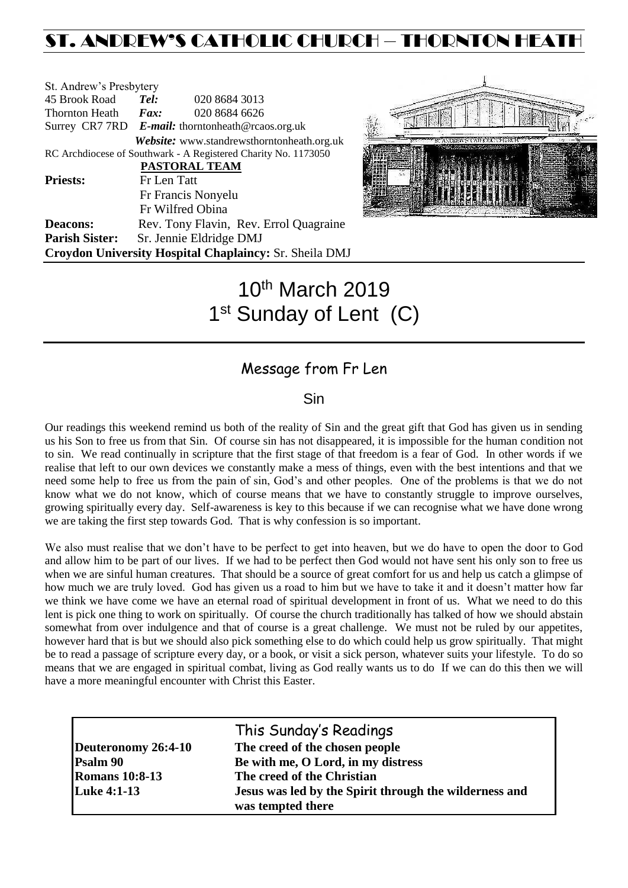# ST. ANDREW'S CATHOLIC CHURCH – THORNTON HEATH

St. Andrew's Presbytery
45 Brook Road *Tel:* 020 8684 3013
Thornton Heath *Fax:* 020 8684 6626
Surrey CR7 7RD *E-mail:* thorntonheath@rcaos.org.uk
*Website:* www.standrewsthorntonheath.org.uk
RC Archdiocese of Southwark - A Registered Charity No. 1173050

**PASTORAL TEAM**

**Priests:** Fr Len Tatt
Fr Francis Nonyelu
Fr Wilfred Obina

**Deacons:** Rev. Tony Flavin, Rev. Errol Quagraine

**Parish Sister:** Sr. Jennie Eldridge DMJ

**Croydon University Hospital Chaplaincy:** Sr. Sheila DMJ

# 10th March 2019
# 1st Sunday of Lent (C)

## Message from Fr Len

### Sin

Our readings this weekend remind us both of the reality of Sin and the great gift that God has given us in sending us his Son to free us from that Sin. Of course sin has not disappeared, it is impossible for the human condition not to sin. We read continually in scripture that the first stage of that freedom is a fear of God. In other words if we realise that left to our own devices we constantly make a mess of things, even with the best intentions and that we need some help to free us from the pain of sin, God's and other peoples. One of the problems is that we do not know what we do not know, which of course means that we have to constantly struggle to improve ourselves, growing spiritually every day. Self-awareness is key to this because if we can recognise what we have done wrong we are taking the first step towards God. That is why confession is so important.

We also must realise that we don't have to be perfect to get into heaven, but we do have to open the door to God and allow him to be part of our lives. If we had to be perfect then God would not have sent his only son to free us when we are sinful human creatures. That should be a source of great comfort for us and help us catch a glimpse of how much we are truly loved. God has given us a road to him but we have to take it and it doesn't matter how far we think we have come we have an eternal road of spiritual development in front of us. What we need to do this lent is pick one thing to work on spiritually. Of course the church traditionally has talked of how we should abstain somewhat from over indulgence and that of course is a great challenge. We must not be ruled by our appetites, however hard that is but we should also pick something else to do which could help us grow spiritually. That might be to read a passage of scripture every day, or a book, or visit a sick person, whatever suits your lifestyle. To do so means that we are engaged in spiritual combat, living as God really wants us to do If we can do this then we will have a more meaningful encounter with Christ this Easter.

## This Sunday's Readings

| | |
|---|---|
| **Deuteronomy 26:4-10** | **The creed of the chosen people** |
| **Psalm 90** | **Be with me, O Lord, in my distress** |
| **Romans 10:8-13** | **The creed of the Christian** |
| **Luke 4:1-13** | **Jesus was led by the Spirit through the wilderness and was tempted there** |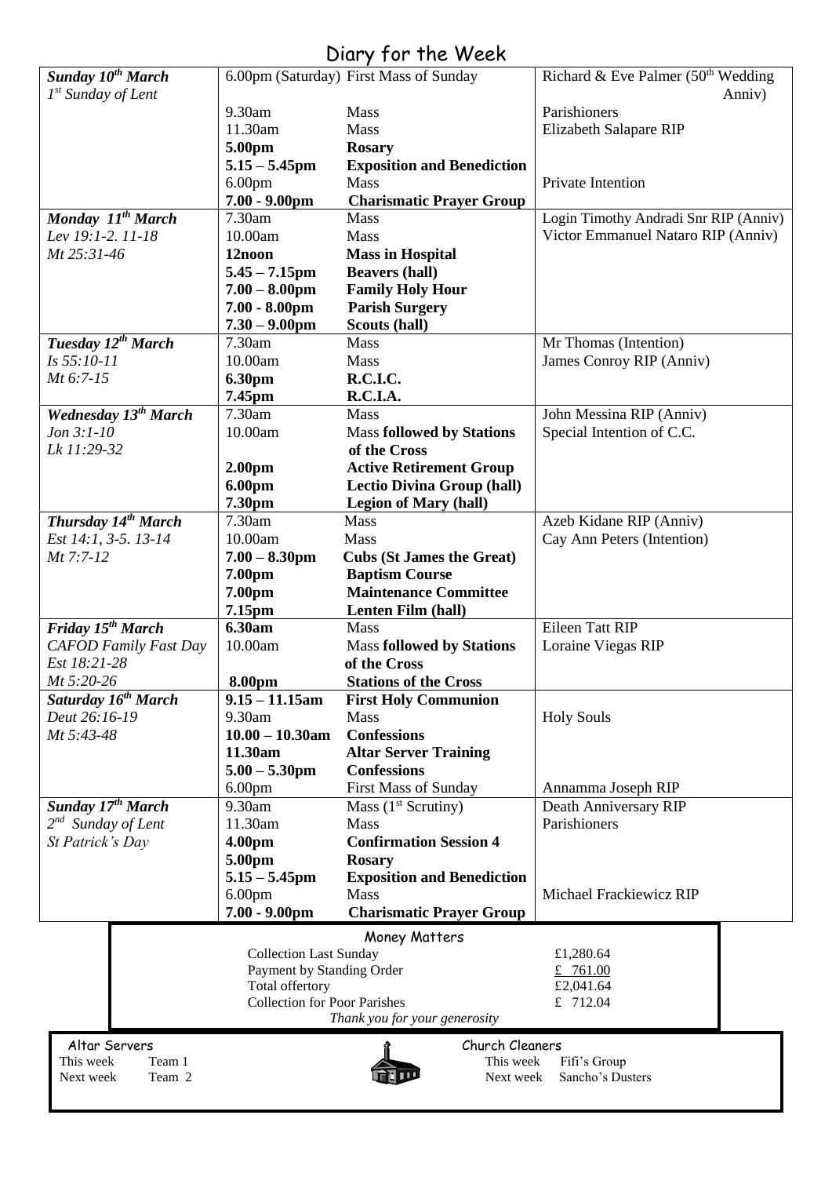# Diary for the Week

| | | | |
|---|---|---|---|
| ***Sunday 10th March*** *1st Sunday of Lent* | 6.00pm (Saturday) | First Mass of Sunday | Richard & Eve Palmer (50th Wedding Anniv) |
| | 9.30am | Mass | Parishioners |
| | 11.30am | Mass | Elizabeth Salapare RIP |
| | **5.00pm** | **Rosary** | |
| | **5.15 – 5.45pm** | **Exposition and Benediction** | |
| | 6.00pm | Mass | Private Intention |
| | **7.00 - 9.00pm** | **Charismatic Prayer Group** | |
| ***Monday 11th March*** *Lev 19:1-2. 11-18* *Mt 25:31-46* | 7.30am | Mass | Login Timothy Andradi Snr RIP (Anniv) |
| | 10.00am | Mass | Victor Emmanuel Nataro RIP (Anniv) |
| | **12noon** | **Mass in Hospital** | |
| | **5.45 – 7.15pm** | **Beavers (hall)** | |
| | **7.00 – 8.00pm** | **Family Holy Hour** | |
| | **7.00 - 8.00pm** | **Parish Surgery** | |
| | **7.30 – 9.00pm** | **Scouts (hall)** | |
| ***Tuesday 12th March*** *Is 55:10-11* *Mt 6:7-15* | 7.30am | Mass | Mr Thomas (Intention) |
| | 10.00am | Mass | James Conroy RIP (Anniv) |
| | **6.30pm** | **R.C.I.C.** | |
| | **7.45pm** | **R.C.I.A.** | |
| ***Wednesday 13th March*** *Jon 3:1-10* *Lk 11:29-32* | 7.30am | Mass | John Messina RIP (Anniv) |
| | 10.00am | Mass **followed by Stations of the Cross** | Special Intention of C.C. |
| | **2.00pm** | **Active Retirement Group** | |
| | **6.00pm** | **Lectio Divina Group (hall)** | |
| | **7.30pm** | **Legion of Mary (hall)** | |
| ***Thursday 14th March*** *Est 14:1, 3-5. 13-14* *Mt 7:7-12* | 7.30am | Mass | Azeb Kidane RIP (Anniv) |
| | 10.00am | Mass | Cay Ann Peters (Intention) |
| | **7.00 – 8.30pm** | **Cubs (St James the Great)** | |
| | **7.00pm** | **Baptism Course** | |
| | **7.00pm** | **Maintenance Committee** | |
| | **7.15pm** | **Lenten Film (hall)** | |
| ***Friday 15th March*** *CAFOD Family Fast Day* *Est 18:21-28* *Mt 5:20-26* | **6.30am** | Mass | Eileen Tatt RIP |
| | 10.00am | Mass **followed by Stations of the Cross** | Loraine Viegas RIP |
| | **8.00pm** | **Stations of the Cross** | |
| ***Saturday 16th March*** *Deut 26:16-19* *Mt 5:43-48* | **9.15 – 11.15am** | **First Holy Communion** | |
| | 9.30am | Mass | Holy Souls |
| | **10.00 – 10.30am** | **Confessions** | |
| | **11.30am** | **Altar Server Training** | |
| | **5.00 – 5.30pm** | **Confessions** | |
| | 6.00pm | First Mass of Sunday | Annamma Joseph RIP |
| ***Sunday 17th March*** *2nd Sunday of Lent* *St Patrick's Day* | 9.30am | Mass (1st Scrutiny) | Death Anniversary RIP |
| | 11.30am | Mass | Parishioners |
| | **4.00pm** | **Confirmation Session 4** | |
| | **5.00pm** | **Rosary** | |
| | **5.15 – 5.45pm** | **Exposition and Benediction** | |
| | 6.00pm | Mass | Michael Frackiewicz RIP |
| | **7.00 - 9.00pm** | **Charismatic Prayer Group** | |

## Money Matters

| | |
|---|---|
| Collection Last Sunday | £1,280.64 |
| Payment by Standing Order | £ 761.00 |
| Total offertory | £2,041.64 |
| Collection for Poor Parishes | £ 712.04 |

*Thank you for your generosity*

**Altar Servers**
This week Team 1
Next week Team 2

**Church Cleaners**
This week Fifi's Group
Next week Sancho's Dusters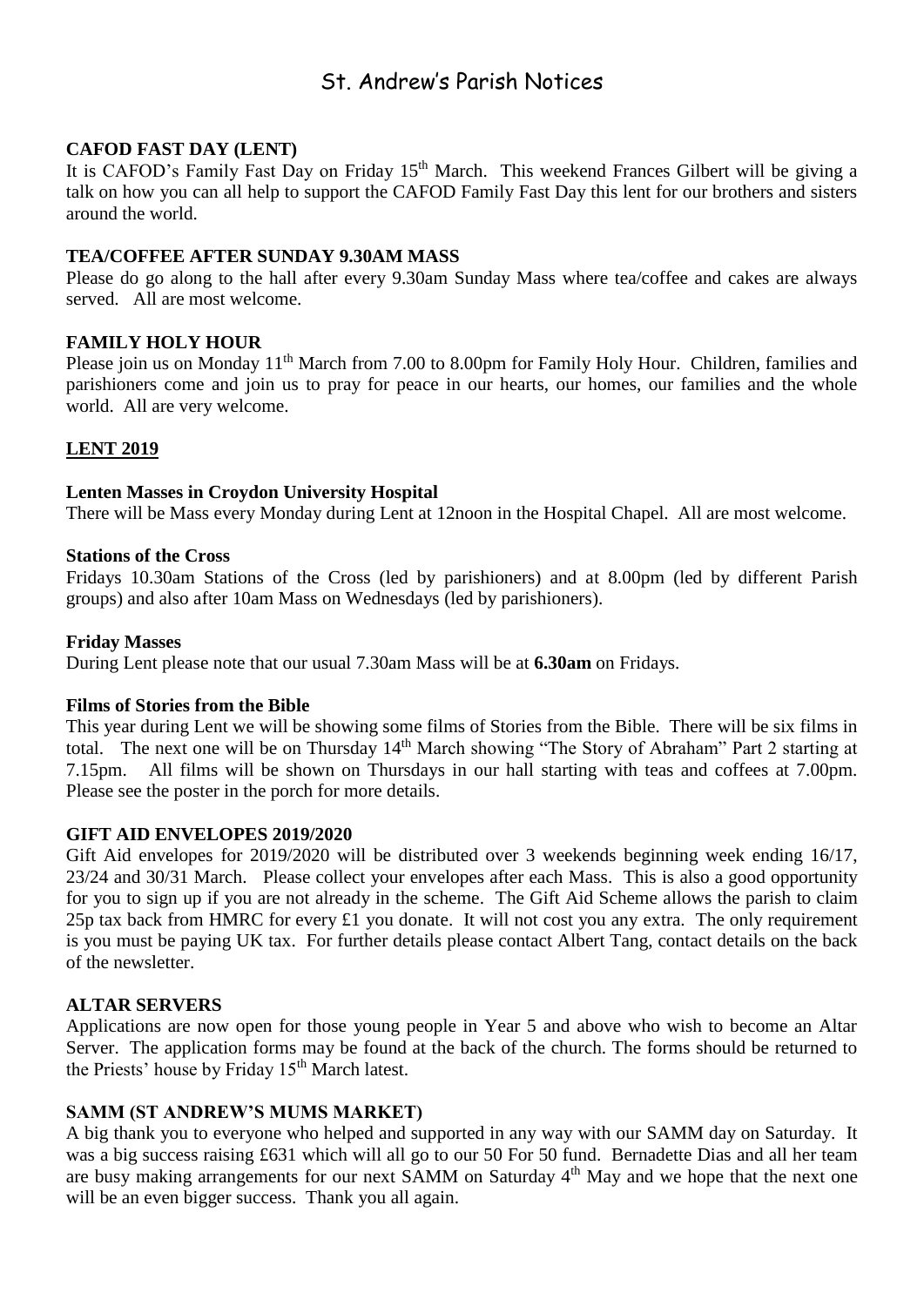# St. Andrew's Parish Notices

**CAFOD FAST DAY (LENT)**

It is CAFOD's Family Fast Day on Friday 15th March. This weekend Frances Gilbert will be giving a talk on how you can all help to support the CAFOD Family Fast Day this lent for our brothers and sisters around the world.

**TEA/COFFEE AFTER SUNDAY 9.30AM MASS**

Please do go along to the hall after every 9.30am Sunday Mass where tea/coffee and cakes are always served. All are most welcome.

**FAMILY HOLY HOUR**

Please join us on Monday 11th March from 7.00 to 8.00pm for Family Holy Hour. Children, families and parishioners come and join us to pray for peace in our hearts, our homes, our families and the whole world. All are very welcome.

**LENT 2019**

**Lenten Masses in Croydon University Hospital**

There will be Mass every Monday during Lent at 12noon in the Hospital Chapel. All are most welcome.

**Stations of the Cross**

Fridays 10.30am Stations of the Cross (led by parishioners) and at 8.00pm (led by different Parish groups) and also after 10am Mass on Wednesdays (led by parishioners).

**Friday Masses**

During Lent please note that our usual 7.30am Mass will be at **6.30am** on Fridays.

**Films of Stories from the Bible**

This year during Lent we will be showing some films of Stories from the Bible. There will be six films in total. The next one will be on Thursday 14th March showing "The Story of Abraham" Part 2 starting at 7.15pm. All films will be shown on Thursdays in our hall starting with teas and coffees at 7.00pm. Please see the poster in the porch for more details.

**GIFT AID ENVELOPES 2019/2020**

Gift Aid envelopes for 2019/2020 will be distributed over 3 weekends beginning week ending 16/17, 23/24 and 30/31 March. Please collect your envelopes after each Mass. This is also a good opportunity for you to sign up if you are not already in the scheme. The Gift Aid Scheme allows the parish to claim 25p tax back from HMRC for every £1 you donate. It will not cost you any extra. The only requirement is you must be paying UK tax. For further details please contact Albert Tang, contact details on the back of the newsletter.

**ALTAR SERVERS**

Applications are now open for those young people in Year 5 and above who wish to become an Altar Server. The application forms may be found at the back of the church. The forms should be returned to the Priests' house by Friday 15th March latest.

**SAMM (ST ANDREW'S MUMS MARKET)**

A big thank you to everyone who helped and supported in any way with our SAMM day on Saturday. It was a big success raising £631 which will all go to our 50 For 50 fund. Bernadette Dias and all her team are busy making arrangements for our next SAMM on Saturday 4th May and we hope that the next one will be an even bigger success. Thank you all again.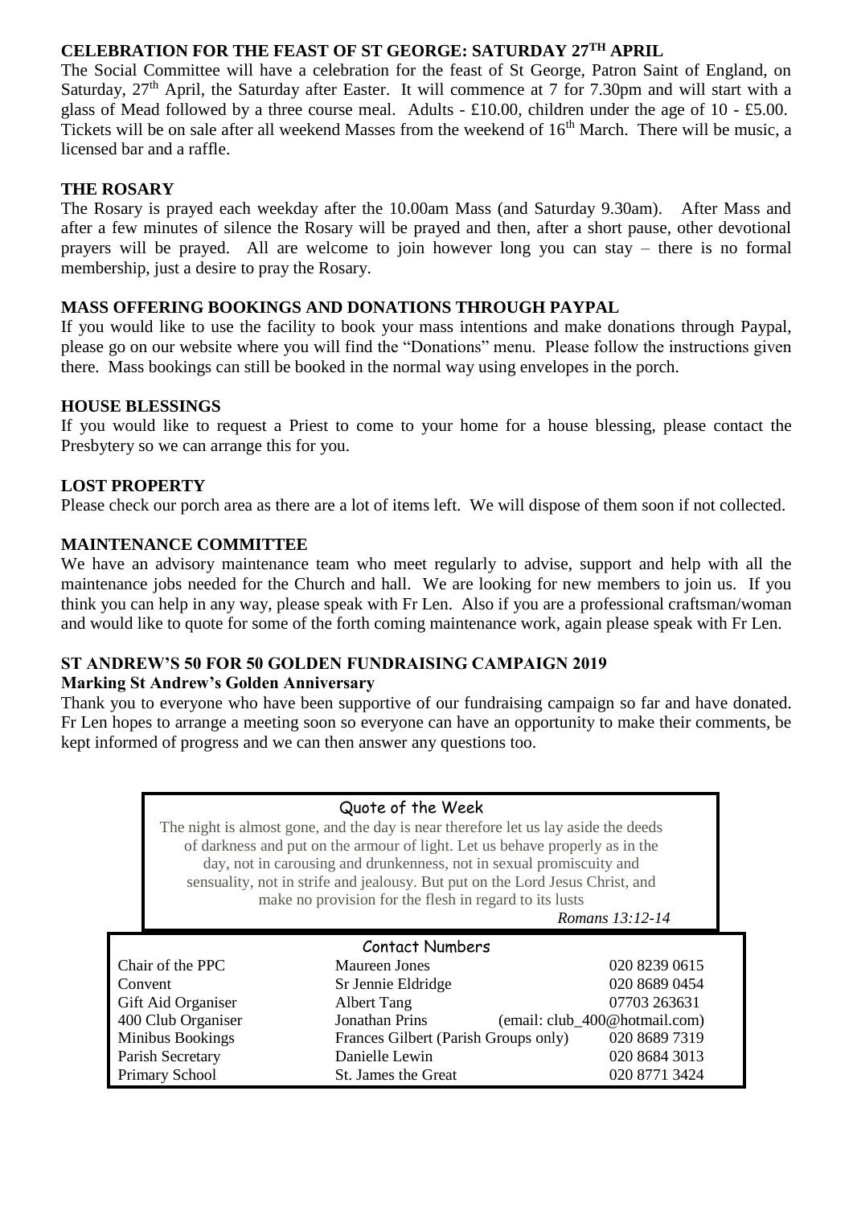### CELEBRATION FOR THE FEAST OF ST GEORGE: SATURDAY 27TH APRIL

The Social Committee will have a celebration for the feast of St George, Patron Saint of England, on Saturday, 27th April, the Saturday after Easter. It will commence at 7 for 7.30pm and will start with a glass of Mead followed by a three course meal. Adults - £10.00, children under the age of 10 - £5.00. Tickets will be on sale after all weekend Masses from the weekend of 16th March. There will be music, a licensed bar and a raffle.

### THE ROSARY

The Rosary is prayed each weekday after the 10.00am Mass (and Saturday 9.30am). After Mass and after a few minutes of silence the Rosary will be prayed and then, after a short pause, other devotional prayers will be prayed. All are welcome to join however long you can stay – there is no formal membership, just a desire to pray the Rosary.

### MASS OFFERING BOOKINGS AND DONATIONS THROUGH PAYPAL

If you would like to use the facility to book your mass intentions and make donations through Paypal, please go on our website where you will find the "Donations" menu. Please follow the instructions given there. Mass bookings can still be booked in the normal way using envelopes in the porch.

### HOUSE BLESSINGS

If you would like to request a Priest to come to your home for a house blessing, please contact the Presbytery so we can arrange this for you.

### LOST PROPERTY

Please check our porch area as there are a lot of items left. We will dispose of them soon if not collected.

### MAINTENANCE COMMITTEE

We have an advisory maintenance team who meet regularly to advise, support and help with all the maintenance jobs needed for the Church and hall. We are looking for new members to join us. If you think you can help in any way, please speak with Fr Len. Also if you are a professional craftsman/woman and would like to quote for some of the forth coming maintenance work, again please speak with Fr Len.

### ST ANDREW'S 50 FOR 50 GOLDEN FUNDRAISING CAMPAIGN 2019

**Marking St Andrew's Golden Anniversary**

Thank you to everyone who have been supportive of our fundraising campaign so far and have donated. Fr Len hopes to arrange a meeting soon so everyone can have an opportunity to make their comments, be kept informed of progress and we can then answer any questions too.

**Quote of the Week**

The night is almost gone, and the day is near therefore let us lay aside the deeds of darkness and put on the armour of light. Let us behave properly as in the day, not in carousing and drunkenness, not in sexual promiscuity and sensuality, not in strife and jealousy. But put on the Lord Jesus Christ, and make no provision for the flesh in regard to its lusts

*Romans 13:12-14*

**Contact Numbers**

| | | |
|---|---|---|
| Chair of the PPC | Maureen Jones | 020 8239 0615 |
| Convent | Sr Jennie Eldridge | 020 8689 0454 |
| Gift Aid Organiser | Albert Tang | 07703 263631 |
| 400 Club Organiser | Jonathan Prins | (email: club_400@hotmail.com) |
| Minibus Bookings | Frances Gilbert (Parish Groups only) | 020 8689 7319 |
| Parish Secretary | Danielle Lewin | 020 8684 3013 |
| Primary School | St. James the Great | 020 8771 3424 |